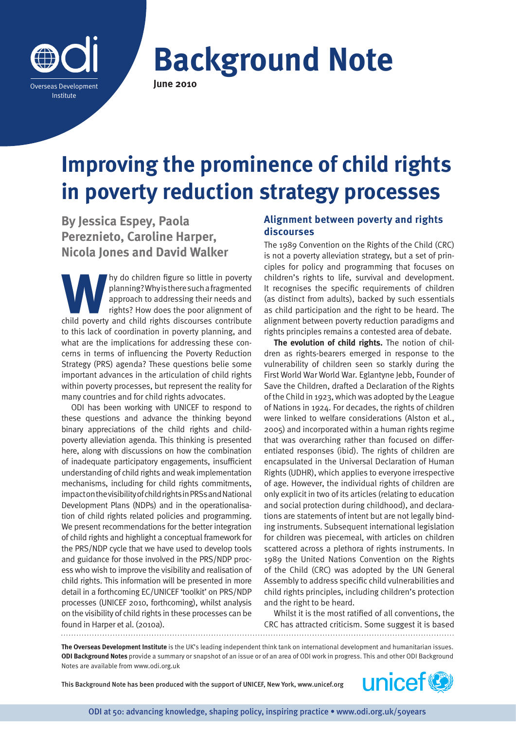# Background Note

**June 2010**

# Improving the prominence of child rights in poverty reduction strategy processes

**By Jessica Espey, Paola Pereznieto, Caroline Harper, Nicola Jones and David Walker**

Why do children figure so little in poverty planning? Why is there such a fragmented approach to addressing their needs and rights? How does the poor alignment of child poverty and child rights discourses contribute to this lack of coordination in poverty planning, and what are the implications for addressing these concerns in terms of influencing the Poverty Reduction Strategy (PRS) agenda? These questions belie some important advances in the articulation of child rights within poverty processes, but represent the reality for many countries and for child rights advocates.

ODI has been working with UNICEF to respond to these questions and advance the thinking beyond binary appreciations of the child rights and child-poverty alleviation agenda. This thinking is presented here, along with discussions on how the combination of inadequate participatory engagements, insufficient understanding of child rights and weak implementation mechanisms, including for child rights commitments, impact on the visibility of child rights in PRSs and National Development Plans (NDPs) and in the operationalisation of child rights related policies and programming. We present recommendations for the better integration of child rights and highlight a conceptual framework for the PRS/NDP cycle that we have used to develop tools and guidance for those involved in the PRS/NDP process who wish to improve the visibility and realisation of child rights. This information will be presented in more detail in a forthcoming EC/UNICEF 'toolkit' on PRS/NDP processes (UNICEF 2010, forthcoming), whilst analysis on the visibility of child rights in these processes can be found in Harper et al. (2010a).

## Alignment between poverty and rights discourses

The 1989 Convention on the Rights of the Child (CRC) is not a poverty alleviation strategy, but a set of principles for policy and programming that focuses on children's rights to life, survival and development. It recognises the specific requirements of children (as distinct from adults), backed by such essentials as child participation and the right to be heard. The alignment between poverty reduction paradigms and rights principles remains a contested area of debate.

**The evolution of child rights.** The notion of children as rights-bearers emerged in response to the vulnerability of children seen so starkly during the First World War World War. Eglantyne Jebb, Founder of Save the Children, drafted a Declaration of the Rights of the Child in 1923, which was adopted by the League of Nations in 1924. For decades, the rights of children were linked to welfare considerations (Alston et al., 2005) and incorporated within a human rights regime that was overarching rather than focused on differentiated responses (ibid). The rights of children are encapsulated in the Universal Declaration of Human Rights (UDHR), which applies to everyone irrespective of age. However, the individual rights of children are only explicit in two of its articles (relating to education and social protection during childhood), and declarations are statements of intent but are not legally binding instruments. Subsequent international legislation for children was piecemeal, with articles on children scattered across a plethora of rights instruments. In 1989 the United Nations Convention on the Rights of the Child (CRC) was adopted by the UN General Assembly to address specific child vulnerabilities and child rights principles, including children's protection and the right to be heard.

Whilst it is the most ratified of all conventions, the CRC has attracted criticism. Some suggest it is based

---

**The Overseas Development Institute** is the UK's leading independent think tank on international development and humanitarian issues. **ODI Background Notes** provide a summary or snapshot of an issue or of an area of ODI work in progress. This and other ODI Background Notes are available from www.odi.org.uk

This Background Note has been produced with the support of UNICEF, New York, www.unicef.org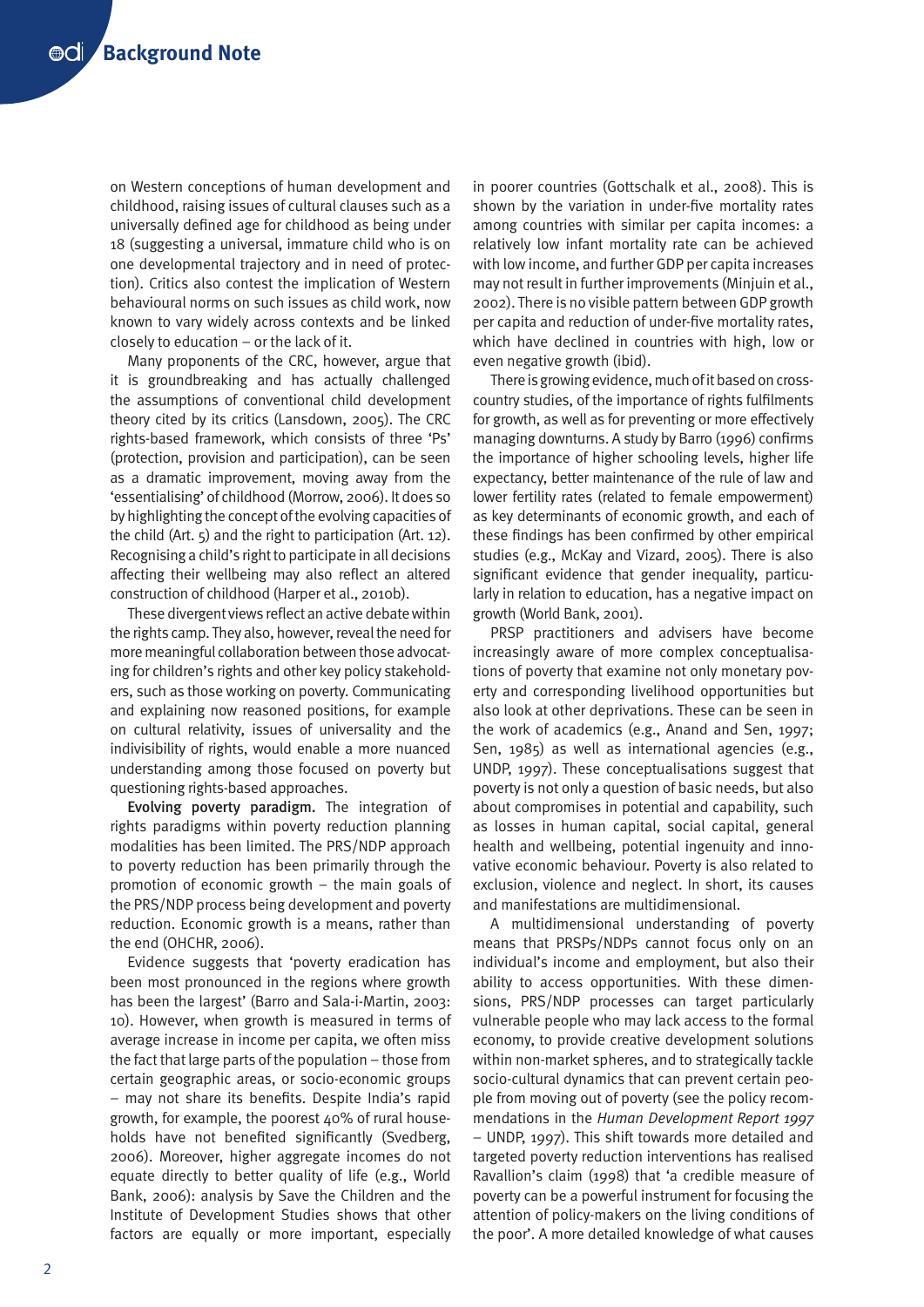on Western conceptions of human development and childhood, raising issues of cultural clauses such as a universally defined age for childhood as being under 18 (suggesting a universal, immature child who is on one developmental trajectory and in need of protection). Critics also contest the implication of Western behavioural norms on such issues as child work, now known to vary widely across contexts and be linked closely to education – or the lack of it.

Many proponents of the CRC, however, argue that it is groundbreaking and has actually challenged the assumptions of conventional child development theory cited by its critics (Lansdown, 2005). The CRC rights-based framework, which consists of three 'Ps' (protection, provision and participation), can be seen as a dramatic improvement, moving away from the 'essentialising' of childhood (Morrow, 2006). It does so by highlighting the concept of the evolving capacities of the child (Art. 5) and the right to participation (Art. 12). Recognising a child's right to participate in all decisions affecting their wellbeing may also reflect an altered construction of childhood (Harper et al., 2010b).

These divergent views reflect an active debate within the rights camp. They also, however, reveal the need for more meaningful collaboration between those advocating for children's rights and other key policy stakeholders, such as those working on poverty. Communicating and explaining now reasoned positions, for example on cultural relativity, issues of universality and the indivisibility of rights, would enable a more nuanced understanding among those focused on poverty but questioning rights-based approaches.

**Evolving poverty paradigm.** The integration of rights paradigms within poverty reduction planning modalities has been limited. The PRS/NDP approach to poverty reduction has been primarily through the promotion of economic growth – the main goals of the PRS/NDP process being development and poverty reduction. Economic growth is a means, rather than the end (OHCHR, 2006).

Evidence suggests that 'poverty eradication has been most pronounced in the regions where growth has been the largest' (Barro and Sala-i-Martin, 2003: 10). However, when growth is measured in terms of average increase in income per capita, we often miss the fact that large parts of the population – those from certain geographic areas, or socio-economic groups – may not share its benefits. Despite India's rapid growth, for example, the poorest 40% of rural households have not benefited significantly (Svedberg, 2006). Moreover, higher aggregate incomes do not equate directly to better quality of life (e.g., World Bank, 2006): analysis by Save the Children and the Institute of Development Studies shows that other factors are equally or more important, especially in poorer countries (Gottschalk et al., 2008). This is shown by the variation in under-five mortality rates among countries with similar per capita incomes: a relatively low infant mortality rate can be achieved with low income, and further GDP per capita increases may not result in further improvements (Minjuin et al., 2002). There is no visible pattern between GDP growth per capita and reduction of under-five mortality rates, which have declined in countries with high, low or even negative growth (ibid).

There is growing evidence, much of it based on cross-country studies, of the importance of rights fulfilments for growth, as well as for preventing or more effectively managing downturns. A study by Barro (1996) confirms the importance of higher schooling levels, higher life expectancy, better maintenance of the rule of law and lower fertility rates (related to female empowerment) as key determinants of economic growth, and each of these findings has been confirmed by other empirical studies (e.g., McKay and Vizard, 2005). There is also significant evidence that gender inequality, particularly in relation to education, has a negative impact on growth (World Bank, 2001).

PRSP practitioners and advisers have become increasingly aware of more complex conceptualisations of poverty that examine not only monetary poverty and corresponding livelihood opportunities but also look at other deprivations. These can be seen in the work of academics (e.g., Anand and Sen, 1997; Sen, 1985) as well as international agencies (e.g., UNDP, 1997). These conceptualisations suggest that poverty is not only a question of basic needs, but also about compromises in potential and capability, such as losses in human capital, social capital, general health and wellbeing, potential ingenuity and innovative economic behaviour. Poverty is also related to exclusion, violence and neglect. In short, its causes and manifestations are multidimensional.

A multidimensional understanding of poverty means that PRSPs/NDPs cannot focus only on an individual's income and employment, but also their ability to access opportunities. With these dimensions, PRS/NDP processes can target particularly vulnerable people who may lack access to the formal economy, to provide creative development solutions within non-market spheres, and to strategically tackle socio-cultural dynamics that can prevent certain people from moving out of poverty (see the policy recommendations in the *Human Development Report 1997* – UNDP, 1997). This shift towards more detailed and targeted poverty reduction interventions has realised Ravallion's (1998) that 'a credible measure of poverty can be a powerful instrument for focusing the attention of policy-makers on the living conditions of the poor'. A more detailed knowledge of what causes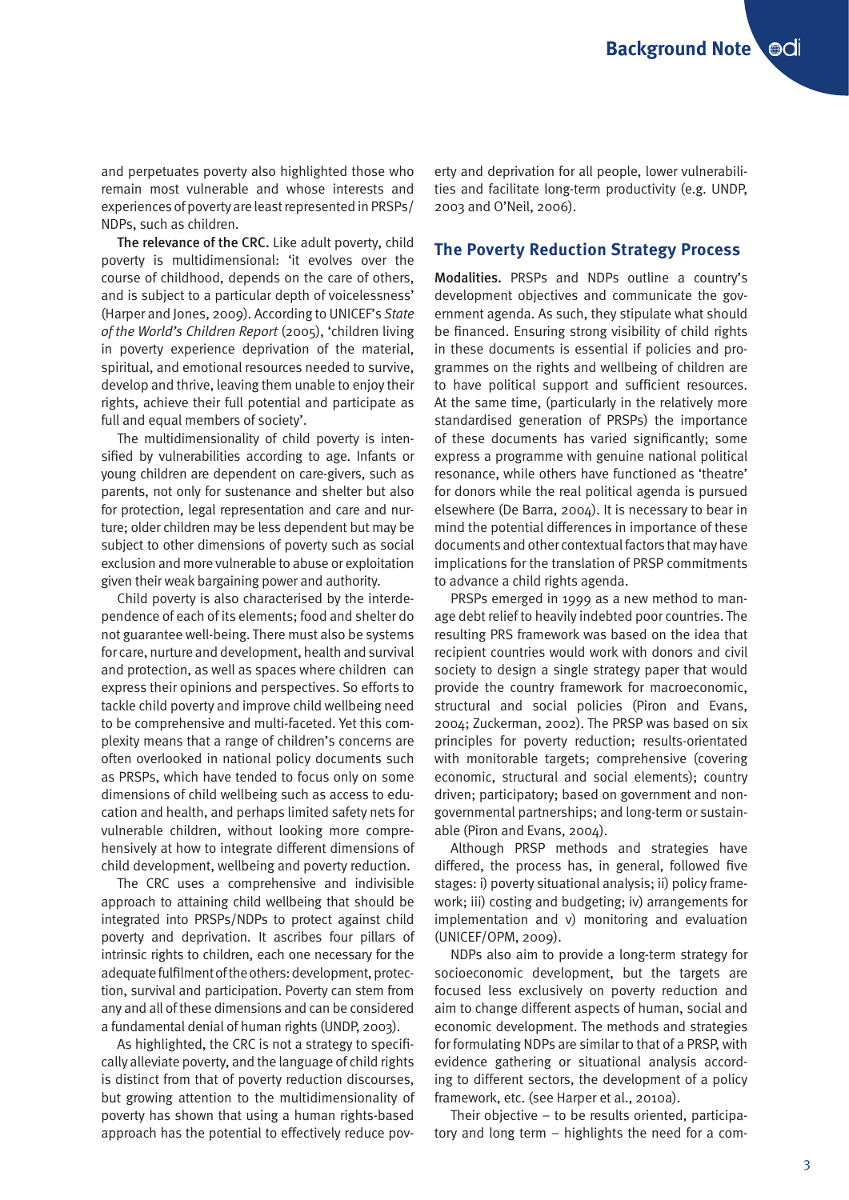and perpetuates poverty also highlighted those who remain most vulnerable and whose interests and experiences of poverty are least represented in PRSPs/ NDPs, such as children.

**The relevance of the CRC.** Like adult poverty, child poverty is multidimensional: 'it evolves over the course of childhood, depends on the care of others, and is subject to a particular depth of voicelessness' (Harper and Jones, 2009). According to UNICEF's *State of the World's Children Report* (2005), 'children living in poverty experience deprivation of the material, spiritual, and emotional resources needed to survive, develop and thrive, leaving them unable to enjoy their rights, achieve their full potential and participate as full and equal members of society'.

The multidimensionality of child poverty is intensified by vulnerabilities according to age. Infants or young children are dependent on care-givers, such as parents, not only for sustenance and shelter but also for protection, legal representation and care and nurture; older children may be less dependent but may be subject to other dimensions of poverty such as social exclusion and more vulnerable to abuse or exploitation given their weak bargaining power and authority.

Child poverty is also characterised by the interdependence of each of its elements; food and shelter do not guarantee well-being. There must also be systems for care, nurture and development, health and survival and protection, as well as spaces where children can express their opinions and perspectives. So efforts to tackle child poverty and improve child wellbeing need to be comprehensive and multi-faceted. Yet this complexity means that a range of children's concerns are often overlooked in national policy documents such as PRSPs, which have tended to focus only on some dimensions of child wellbeing such as access to education and health, and perhaps limited safety nets for vulnerable children, without looking more comprehensively at how to integrate different dimensions of child development, wellbeing and poverty reduction.

The CRC uses a comprehensive and indivisible approach to attaining child wellbeing that should be integrated into PRSPs/NDPs to protect against child poverty and deprivation. It ascribes four pillars of intrinsic rights to children, each one necessary for the adequate fulfilment of the others: development, protection, survival and participation. Poverty can stem from any and all of these dimensions and can be considered a fundamental denial of human rights (UNDP, 2003).

As highlighted, the CRC is not a strategy to specifically alleviate poverty, and the language of child rights is distinct from that of poverty reduction discourses, but growing attention to the multidimensionality of poverty has shown that using a human rights-based approach has the potential to effectively reduce poverty and deprivation for all people, lower vulnerabilities and facilitate long-term productivity (e.g. UNDP, 2003 and O'Neil, 2006).

## The Poverty Reduction Strategy Process

**Modalities.** PRSPs and NDPs outline a country's development objectives and communicate the government agenda. As such, they stipulate what should be financed. Ensuring strong visibility of child rights in these documents is essential if policies and programmes on the rights and wellbeing of children are to have political support and sufficient resources. At the same time, (particularly in the relatively more standardised generation of PRSPs) the importance of these documents has varied significantly; some express a programme with genuine national political resonance, while others have functioned as 'theatre' for donors while the real political agenda is pursued elsewhere (De Barra, 2004). It is necessary to bear in mind the potential differences in importance of these documents and other contextual factors that may have implications for the translation of PRSP commitments to advance a child rights agenda.

PRSPs emerged in 1999 as a new method to manage debt relief to heavily indebted poor countries. The resulting PRS framework was based on the idea that recipient countries would work with donors and civil society to design a single strategy paper that would provide the country framework for macroeconomic, structural and social policies (Piron and Evans, 2004; Zuckerman, 2002). The PRSP was based on six principles for poverty reduction; results-orientated with monitorable targets; comprehensive (covering economic, structural and social elements); country driven; participatory; based on government and non-governmental partnerships; and long-term or sustainable (Piron and Evans, 2004).

Although PRSP methods and strategies have differed, the process has, in general, followed five stages: i) poverty situational analysis; ii) policy framework; iii) costing and budgeting; iv) arrangements for implementation and v) monitoring and evaluation (UNICEF/OPM, 2009).

NDPs also aim to provide a long-term strategy for socioeconomic development, but the targets are focused less exclusively on poverty reduction and aim to change different aspects of human, social and economic development. The methods and strategies for formulating NDPs are similar to that of a PRSP, with evidence gathering or situational analysis according to different sectors, the development of a policy framework, etc. (see Harper et al., 2010a).

Their objective – to be results oriented, participatory and long term – highlights the need for a com-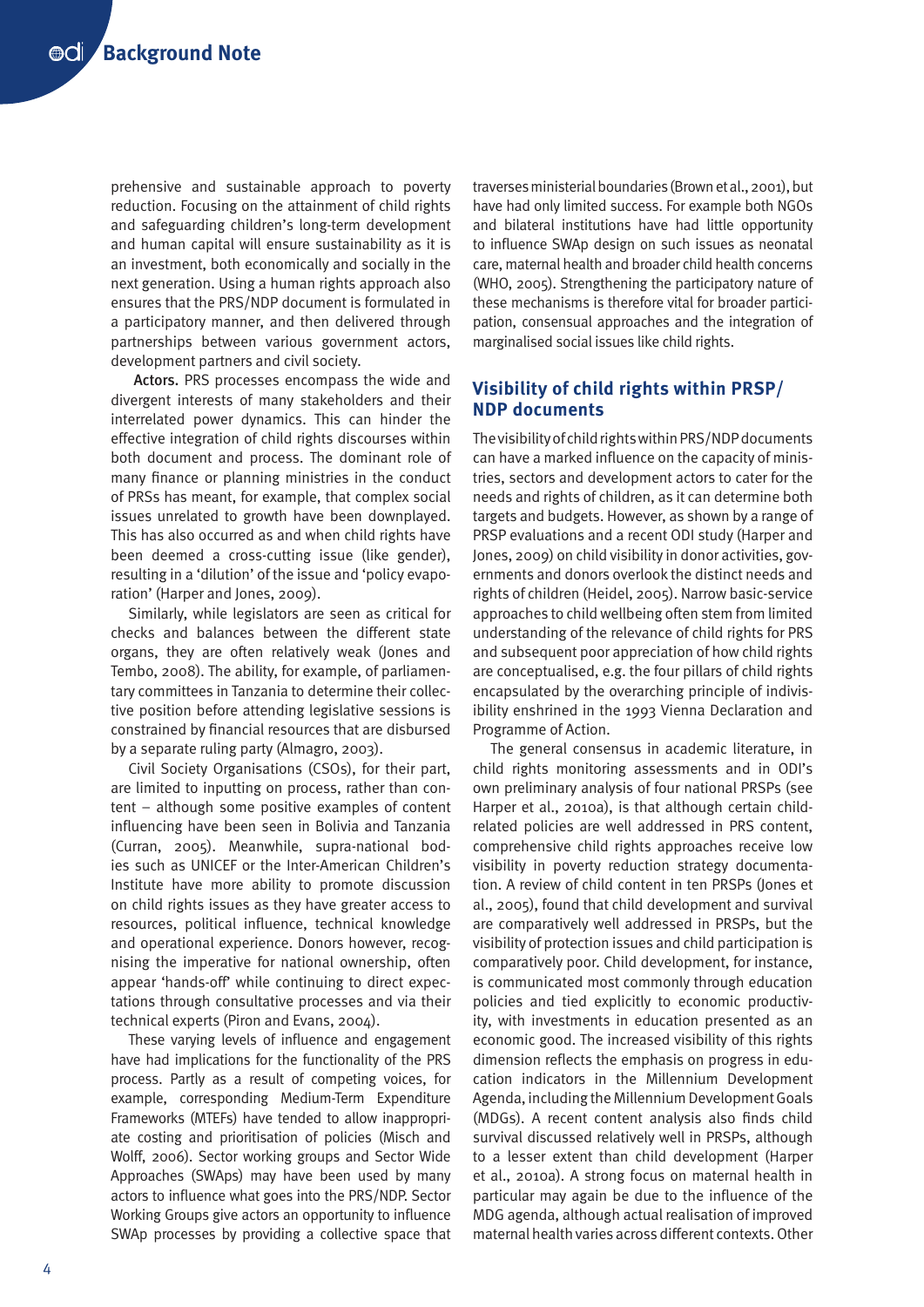prehensive and sustainable approach to poverty reduction. Focusing on the attainment of child rights and safeguarding children's long-term development and human capital will ensure sustainability as it is an investment, both economically and socially in the next generation. Using a human rights approach also ensures that the PRS/NDP document is formulated in a participatory manner, and then delivered through partnerships between various government actors, development partners and civil society.

**Actors.** PRS processes encompass the wide and divergent interests of many stakeholders and their interrelated power dynamics. This can hinder the effective integration of child rights discourses within both document and process. The dominant role of many finance or planning ministries in the conduct of PRSs has meant, for example, that complex social issues unrelated to growth have been downplayed. This has also occurred as and when child rights have been deemed a cross-cutting issue (like gender), resulting in a 'dilution' of the issue and 'policy evaporation' (Harper and Jones, 2009).

Similarly, while legislators are seen as critical for checks and balances between the different state organs, they are often relatively weak (Jones and Tembo, 2008). The ability, for example, of parliamentary committees in Tanzania to determine their collective position before attending legislative sessions is constrained by financial resources that are disbursed by a separate ruling party (Almagro, 2003).

Civil Society Organisations (CSOs), for their part, are limited to inputting on process, rather than content – although some positive examples of content influencing have been seen in Bolivia and Tanzania (Curran, 2005). Meanwhile, supra-national bodies such as UNICEF or the Inter-American Children's Institute have more ability to promote discussion on child rights issues as they have greater access to resources, political influence, technical knowledge and operational experience. Donors however, recognising the imperative for national ownership, often appear 'hands-off' while continuing to direct expectations through consultative processes and via their technical experts (Piron and Evans, 2004).

These varying levels of influence and engagement have had implications for the functionality of the PRS process. Partly as a result of competing voices, for example, corresponding Medium-Term Expenditure Frameworks (MTEFs) have tended to allow inappropriate costing and prioritisation of policies (Misch and Wolff, 2006). Sector working groups and Sector Wide Approaches (SWAps) may have been used by many actors to influence what goes into the PRS/NDP. Sector Working Groups give actors an opportunity to influence SWAp processes by providing a collective space that traverses ministerial boundaries (Brown et al., 2001), but have had only limited success. For example both NGOs and bilateral institutions have had little opportunity to influence SWAp design on such issues as neonatal care, maternal health and broader child health concerns (WHO, 2005). Strengthening the participatory nature of these mechanisms is therefore vital for broader participation, consensual approaches and the integration of marginalised social issues like child rights.

## Visibility of child rights within PRSP/NDP documents

The visibility of child rights within PRS/NDP documents can have a marked influence on the capacity of ministries, sectors and development actors to cater for the needs and rights of children, as it can determine both targets and budgets. However, as shown by a range of PRSP evaluations and a recent ODI study (Harper and Jones, 2009) on child visibility in donor activities, governments and donors overlook the distinct needs and rights of children (Heidel, 2005). Narrow basic-service approaches to child wellbeing often stem from limited understanding of the relevance of child rights for PRS and subsequent poor appreciation of how child rights are conceptualised, e.g. the four pillars of child rights encapsulated by the overarching principle of indivisibility enshrined in the 1993 Vienna Declaration and Programme of Action.

The general consensus in academic literature, in child rights monitoring assessments and in ODI's own preliminary analysis of four national PRSPs (see Harper et al., 2010a), is that although certain child-related policies are well addressed in PRS content, comprehensive child rights approaches receive low visibility in poverty reduction strategy documentation. A review of child content in ten PRSPs (Jones et al., 2005), found that child development and survival are comparatively well addressed in PRSPs, but the visibility of protection issues and child participation is comparatively poor. Child development, for instance, is communicated most commonly through education policies and tied explicitly to economic productivity, with investments in education presented as an economic good. The increased visibility of this rights dimension reflects the emphasis on progress in education indicators in the Millennium Development Agenda, including the Millennium Development Goals (MDGs). A recent content analysis also finds child survival discussed relatively well in PRSPs, although to a lesser extent than child development (Harper et al., 2010a). A strong focus on maternal health in particular may again be due to the influence of the MDG agenda, although actual realisation of improved maternal health varies across different contexts. Other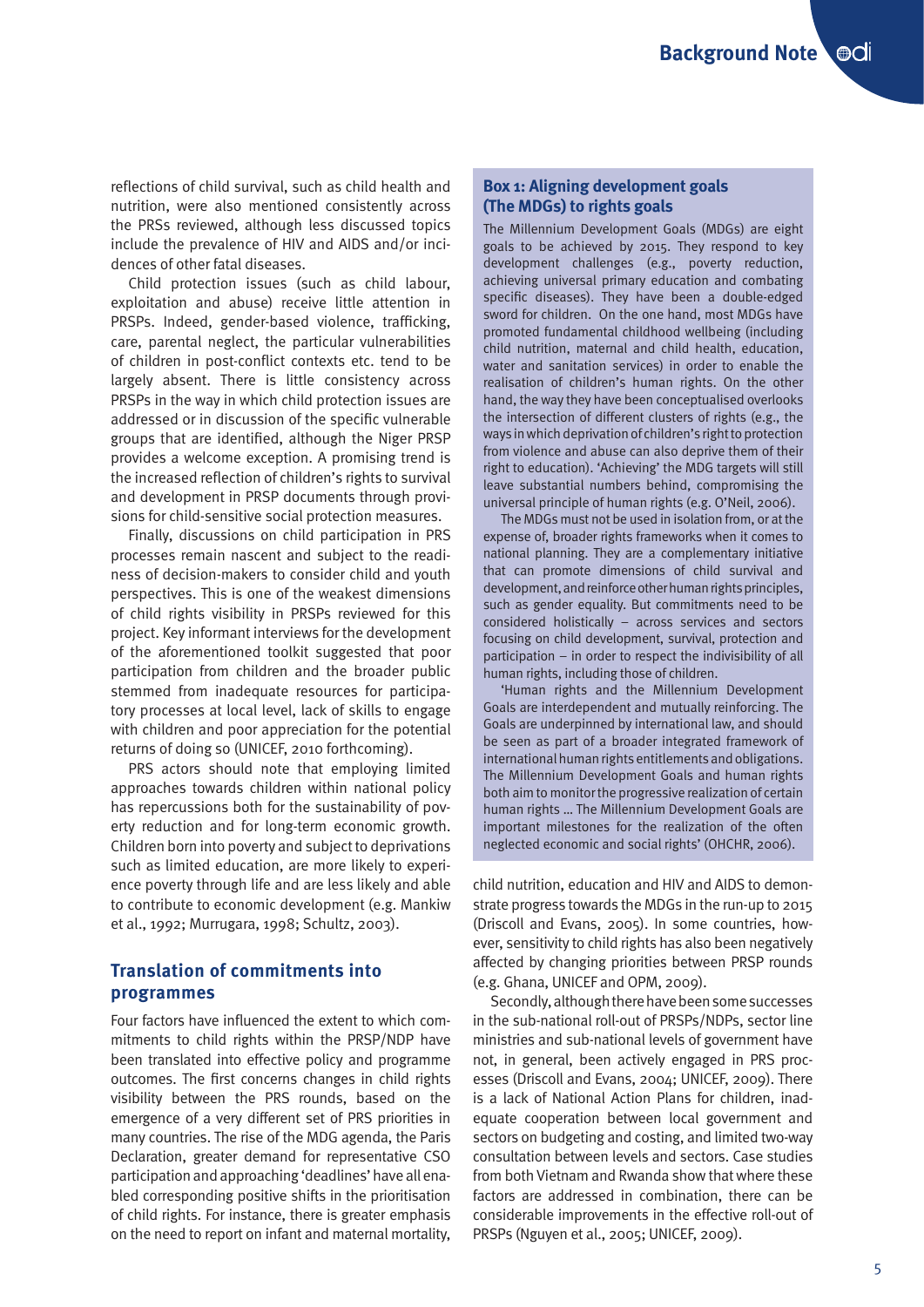reflections of child survival, such as child health and nutrition, were also mentioned consistently across the PRSs reviewed, although less discussed topics include the prevalence of HIV and AIDS and/or incidences of other fatal diseases.

Child protection issues (such as child labour, exploitation and abuse) receive little attention in PRSPs. Indeed, gender-based violence, trafficking, care, parental neglect, the particular vulnerabilities of children in post-conflict contexts etc. tend to be largely absent. There is little consistency across PRSPs in the way in which child protection issues are addressed or in discussion of the specific vulnerable groups that are identified, although the Niger PRSP provides a welcome exception. A promising trend is the increased reflection of children's rights to survival and development in PRSP documents through provisions for child-sensitive social protection measures.

Finally, discussions on child participation in PRS processes remain nascent and subject to the readiness of decision-makers to consider child and youth perspectives. This is one of the weakest dimensions of child rights visibility in PRSPs reviewed for this project. Key informant interviews for the development of the aforementioned toolkit suggested that poor participation from children and the broader public stemmed from inadequate resources for participatory processes at local level, lack of skills to engage with children and poor appreciation for the potential returns of doing so (UNICEF, 2010 forthcoming).

PRS actors should note that employing limited approaches towards children within national policy has repercussions both for the sustainability of poverty reduction and for long-term economic growth. Children born into poverty and subject to deprivations such as limited education, are more likely to experience poverty through life and are less likely and able to contribute to economic development (e.g. Mankiw et al., 1992; Murrugara, 1998; Schultz, 2003).

## Translation of commitments into programmes

Four factors have influenced the extent to which commitments to child rights within the PRSP/NDP have been translated into effective policy and programme outcomes. The first concerns changes in child rights visibility between the PRS rounds, based on the emergence of a very different set of PRS priorities in many countries. The rise of the MDG agenda, the Paris Declaration, greater demand for representative CSO participation and approaching 'deadlines' have all enabled corresponding positive shifts in the prioritisation of child rights. For instance, there is greater emphasis on the need to report on infant and maternal mortality, child nutrition, education and HIV and AIDS to demonstrate progress towards the MDGs in the run-up to 2015 (Driscoll and Evans, 2005). In some countries, however, sensitivity to child rights has also been negatively affected by changing priorities between PRSP rounds (e.g. Ghana, UNICEF and OPM, 2009).

Secondly, although there have been some successes in the sub-national roll-out of PRSPs/NDPs, sector line ministries and sub-national levels of government have not, in general, been actively engaged in PRS processes (Driscoll and Evans, 2004; UNICEF, 2009). There is a lack of National Action Plans for children, inadequate cooperation between local government and sectors on budgeting and costing, and limited two-way consultation between levels and sectors. Case studies from both Vietnam and Rwanda show that where these factors are addressed in combination, there can be considerable improvements in the effective roll-out of PRSPs (Nguyen et al., 2005; UNICEF, 2009).

### Box 1: Aligning development goals (The MDGs) to rights goals

The Millennium Development Goals (MDGs) are eight goals to be achieved by 2015. They respond to key development challenges (e.g., poverty reduction, achieving universal primary education and combating specific diseases). They have been a double-edged sword for children. On the one hand, most MDGs have promoted fundamental childhood wellbeing (including child nutrition, maternal and child health, education, water and sanitation services) in order to enable the realisation of children's human rights. On the other hand, the way they have been conceptualised overlooks the intersection of different clusters of rights (e.g., the ways in which deprivation of children's right to protection from violence and abuse can also deprive them of their right to education). 'Achieving' the MDG targets will still leave substantial numbers behind, compromising the universal principle of human rights (e.g. O'Neil, 2006).

The MDGs must not be used in isolation from, or at the expense of, broader rights frameworks when it comes to national planning. They are a complementary initiative that can promote dimensions of child survival and development, and reinforce other human rights principles, such as gender equality. But commitments need to be considered holistically – across services and sectors focusing on child development, survival, protection and participation – in order to respect the indivisibility of all human rights, including those of children.

'Human rights and the Millennium Development Goals are interdependent and mutually reinforcing. The Goals are underpinned by international law, and should be seen as part of a broader integrated framework of international human rights entitlements and obligations. The Millennium Development Goals and human rights both aim to monitor the progressive realization of certain human rights … The Millennium Development Goals are important milestones for the realization of the often neglected economic and social rights' (OHCHR, 2006).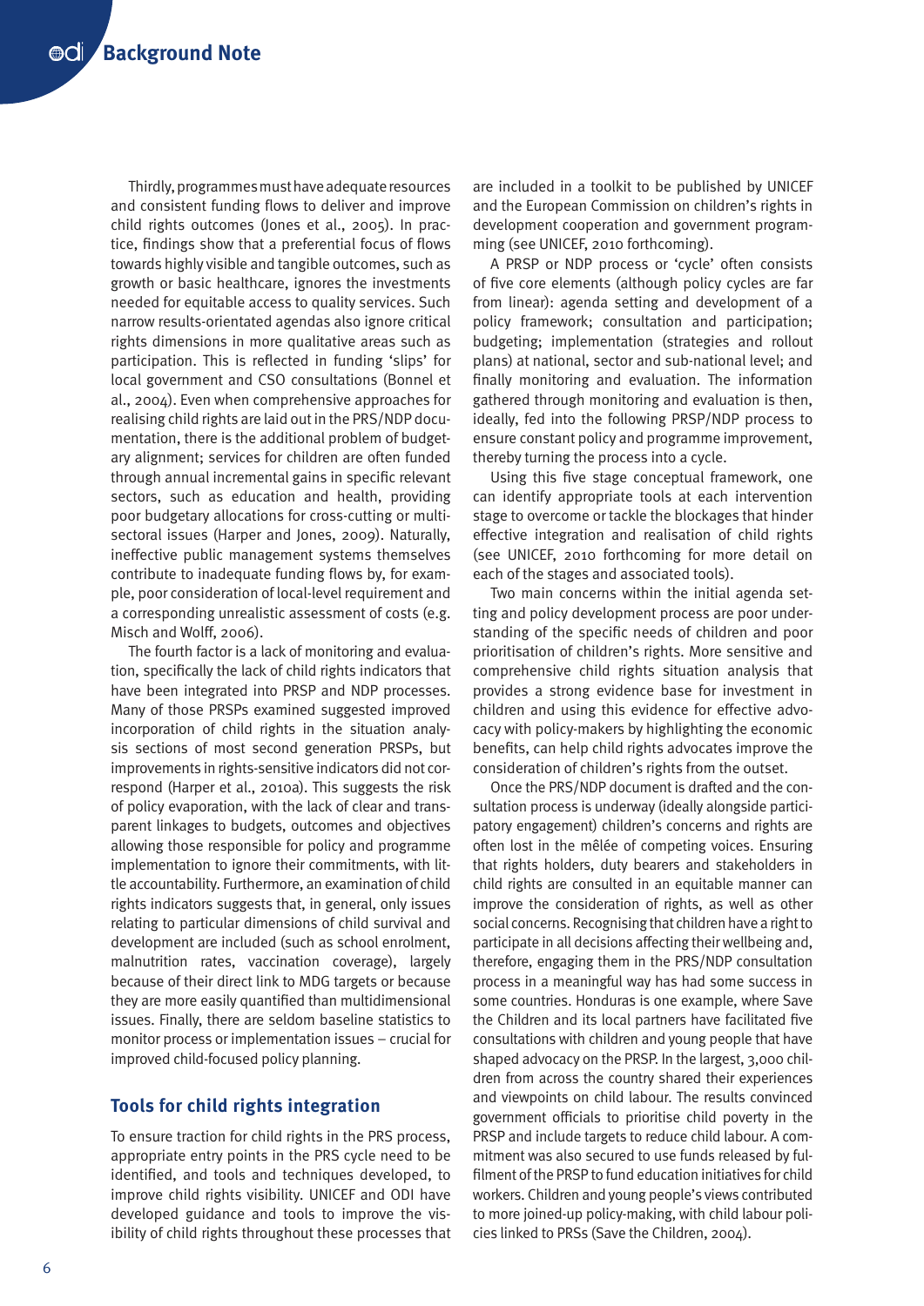Thirdly, programmes must have adequate resources and consistent funding flows to deliver and improve child rights outcomes (Jones et al., 2005). In practice, findings show that a preferential focus of flows towards highly visible and tangible outcomes, such as growth or basic healthcare, ignores the investments needed for equitable access to quality services. Such narrow results-orientated agendas also ignore critical rights dimensions in more qualitative areas such as participation. This is reflected in funding 'slips' for local government and CSO consultations (Bonnel et al., 2004). Even when comprehensive approaches for realising child rights are laid out in the PRS/NDP documentation, there is the additional problem of budgetary alignment; services for children are often funded through annual incremental gains in specific relevant sectors, such as education and health, providing poor budgetary allocations for cross-cutting or multi-sectoral issues (Harper and Jones, 2009). Naturally, ineffective public management systems themselves contribute to inadequate funding flows by, for example, poor consideration of local-level requirement and a corresponding unrealistic assessment of costs (e.g. Misch and Wolff, 2006).

The fourth factor is a lack of monitoring and evaluation, specifically the lack of child rights indicators that have been integrated into PRSP and NDP processes. Many of those PRSPs examined suggested improved incorporation of child rights in the situation analysis sections of most second generation PRSPs, but improvements in rights-sensitive indicators did not correspond (Harper et al., 2010a). This suggests the risk of policy evaporation, with the lack of clear and transparent linkages to budgets, outcomes and objectives allowing those responsible for policy and programme implementation to ignore their commitments, with little accountability. Furthermore, an examination of child rights indicators suggests that, in general, only issues relating to particular dimensions of child survival and development are included (such as school enrolment, malnutrition rates, vaccination coverage), largely because of their direct link to MDG targets or because they are more easily quantified than multidimensional issues. Finally, there are seldom baseline statistics to monitor process or implementation issues – crucial for improved child-focused policy planning.

## Tools for child rights integration

To ensure traction for child rights in the PRS process, appropriate entry points in the PRS cycle need to be identified, and tools and techniques developed, to improve child rights visibility. UNICEF and ODI have developed guidance and tools to improve the visibility of child rights throughout these processes that are included in a toolkit to be published by UNICEF and the European Commission on children's rights in development cooperation and government programming (see UNICEF, 2010 forthcoming).

A PRSP or NDP process or 'cycle' often consists of five core elements (although policy cycles are far from linear): agenda setting and development of a policy framework; consultation and participation; budgeting; implementation (strategies and rollout plans) at national, sector and sub-national level; and finally monitoring and evaluation. The information gathered through monitoring and evaluation is then, ideally, fed into the following PRSP/NDP process to ensure constant policy and programme improvement, thereby turning the process into a cycle.

Using this five stage conceptual framework, one can identify appropriate tools at each intervention stage to overcome or tackle the blockages that hinder effective integration and realisation of child rights (see UNICEF, 2010 forthcoming for more detail on each of the stages and associated tools).

Two main concerns within the initial agenda setting and policy development process are poor understanding of the specific needs of children and poor prioritisation of children's rights. More sensitive and comprehensive child rights situation analysis that provides a strong evidence base for investment in children and using this evidence for effective advocacy with policy-makers by highlighting the economic benefits, can help child rights advocates improve the consideration of children's rights from the outset.

Once the PRS/NDP document is drafted and the consultation process is underway (ideally alongside participatory engagement) children's concerns and rights are often lost in the mêlée of competing voices. Ensuring that rights holders, duty bearers and stakeholders in child rights are consulted in an equitable manner can improve the consideration of rights, as well as other social concerns. Recognising that children have a right to participate in all decisions affecting their wellbeing and, therefore, engaging them in the PRS/NDP consultation process in a meaningful way has had some success in some countries. Honduras is one example, where Save the Children and its local partners have facilitated five consultations with children and young people that have shaped advocacy on the PRSP. In the largest, 3,000 children from across the country shared their experiences and viewpoints on child labour. The results convinced government officials to prioritise child poverty in the PRSP and include targets to reduce child labour. A commitment was also secured to use funds released by fulfilment of the PRSP to fund education initiatives for child workers. Children and young people's views contributed to more joined-up policy-making, with child labour policies linked to PRSs (Save the Children, 2004).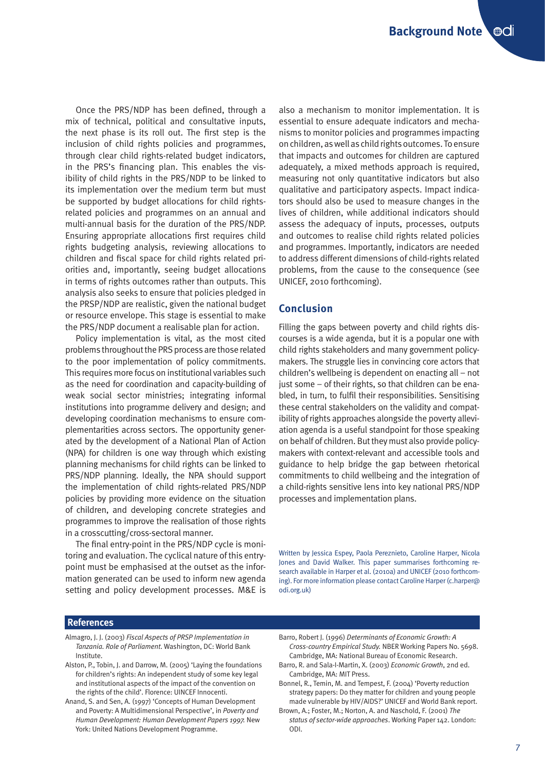Once the PRS/NDP has been defined, through a mix of technical, political and consultative inputs, the next phase is its roll out. The first step is the inclusion of child rights policies and programmes, through clear child rights-related budget indicators, in the PRS's financing plan. This enables the visibility of child rights in the PRS/NDP to be linked to its implementation over the medium term but must be supported by budget allocations for child rights-related policies and programmes on an annual and multi-annual basis for the duration of the PRS/NDP. Ensuring appropriate allocations first requires child rights budgeting analysis, reviewing allocations to children and fiscal space for child rights related priorities and, importantly, seeing budget allocations in terms of rights outcomes rather than outputs. This analysis also seeks to ensure that policies pledged in the PRSP/NDP are realistic, given the national budget or resource envelope. This stage is essential to make the PRS/NDP document a realisable plan for action.

Policy implementation is vital, as the most cited problems throughout the PRS process are those related to the poor implementation of policy commitments. This requires more focus on institutional variables such as the need for coordination and capacity-building of weak social sector ministries; integrating informal institutions into programme delivery and design; and developing coordination mechanisms to ensure complementarities across sectors. The opportunity generated by the development of a National Plan of Action (NPA) for children is one way through which existing planning mechanisms for child rights can be linked to PRS/NDP planning. Ideally, the NPA should support the implementation of child rights-related PRS/NDP policies by providing more evidence on the situation of children, and developing concrete strategies and programmes to improve the realisation of those rights in a crosscutting/cross-sectoral manner.

The final entry-point in the PRS/NDP cycle is monitoring and evaluation. The cyclical nature of this entry-point must be emphasised at the outset as the information generated can be used to inform new agenda setting and policy development processes. M&E is also a mechanism to monitor implementation. It is essential to ensure adequate indicators and mechanisms to monitor policies and programmes impacting on children, as well as child rights outcomes. To ensure that impacts and outcomes for children are captured adequately, a mixed methods approach is required, measuring not only quantitative indicators but also qualitative and participatory aspects. Impact indicators should also be used to measure changes in the lives of children, while additional indicators should assess the adequacy of inputs, processes, outputs and outcomes to realise child rights related policies and programmes. Importantly, indicators are needed to address different dimensions of child-rights related problems, from the cause to the consequence (see UNICEF, 2010 forthcoming).

## Conclusion

Filling the gaps between poverty and child rights discourses is a wide agenda, but it is a popular one with child rights stakeholders and many government policymakers. The struggle lies in convincing core actors that children's wellbeing is dependent on enacting all – not just some – of their rights, so that children can be enabled, in turn, to fulfil their responsibilities. Sensitising these central stakeholders on the validity and compatibility of rights approaches alongside the poverty alleviation agenda is a useful standpoint for those speaking on behalf of children. But they must also provide policymakers with context-relevant and accessible tools and guidance to help bridge the gap between rhetorical commitments to child wellbeing and the integration of a child-rights sensitive lens into key national PRS/NDP processes and implementation plans.

Written by Jessica Espey, Paola Pereznieto, Caroline Harper, Nicola Jones and David Walker. This paper summarises forthcoming research available in Harper et al. (2010a) and UNICEF (2010 forthcoming). For more information please contact Caroline Harper (c.harper@odi.org.uk)

## References

Almagro, J. J. (2003) *Fiscal Aspects of PRSP Implementation in Tanzania. Role of Parliament*. Washington, DC: World Bank Institute.

Alston, P., Tobin, J. and Darrow, M. (2005) 'Laying the foundations for children's rights: An independent study of some key legal and institutional aspects of the impact of the convention on the rights of the child'. Florence: UINCEF Innocenti.

Anand, S. and Sen, A. (1997) 'Concepts of Human Development and Poverty: A Multidimensional Perspective', in *Poverty and Human Development: Human Development Papers 1997.* New York: United Nations Development Programme.

Barro, Robert J. (1996) *Determinants of Economic Growth: A Cross-country Empirical Study.* NBER Working Papers No. 5698. Cambridge, MA: National Bureau of Economic Research.

Barro, R. and Sala-I-Martin, X. (2003) *Economic Growth*, 2nd ed. Cambridge, MA: MIT Press.

Bonnel, R., Temin, M. and Tempest, F. (2004) 'Poverty reduction strategy papers: Do they matter for children and young people made vulnerable by HIV/AIDS?' UNICEF and World Bank report.

Brown, A.; Foster, M.; Norton, A. and Naschold, F. (2001) *The status of sector-wide approaches*. Working Paper 142. London: ODI.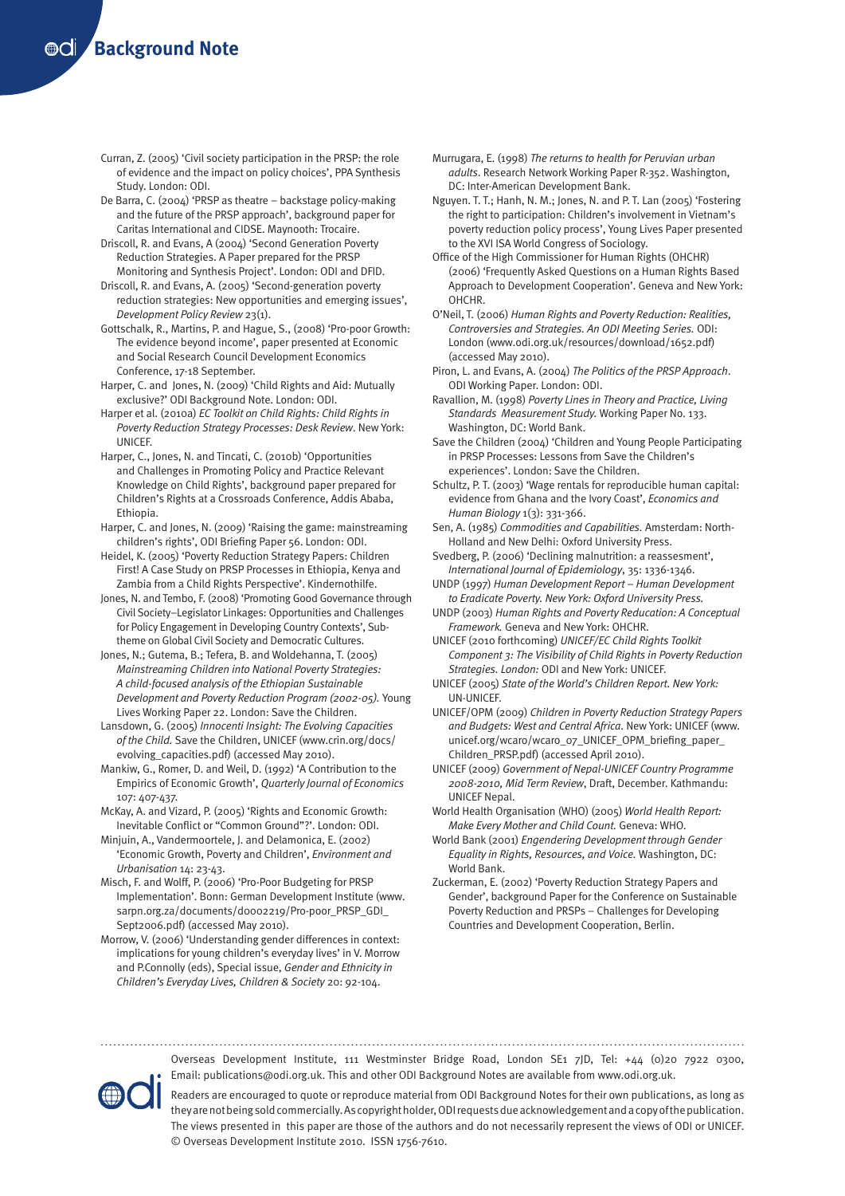Curran, Z. (2005) 'Civil society participation in the PRSP: the role of evidence and the impact on policy choices', PPA Synthesis Study. London: ODI.

De Barra, C. (2004) 'PRSP as theatre – backstage policy-making and the future of the PRSP approach', background paper for Caritas International and CIDSE. Maynooth: Trocaire.

Driscoll, R. and Evans, A (2004) 'Second Generation Poverty Reduction Strategies. A Paper prepared for the PRSP Monitoring and Synthesis Project'. London: ODI and DFID.

Driscoll, R. and Evans, A. (2005) 'Second-generation poverty reduction strategies: New opportunities and emerging issues', *Development Policy Review* 23(1).

Gottschalk, R., Martins, P. and Hague, S., (2008) 'Pro-poor Growth: The evidence beyond income', paper presented at Economic and Social Research Council Development Economics Conference, 17-18 September.

Harper, C. and Jones, N. (2009) 'Child Rights and Aid: Mutually exclusive?' ODI Background Note. London: ODI.

Harper et al. (2010a) *EC Toolkit on Child Rights: Child Rights in Poverty Reduction Strategy Processes: Desk Review*. New York: UNICEF.

Harper, C., Jones, N. and Tincati, C. (2010b) 'Opportunities and Challenges in Promoting Policy and Practice Relevant Knowledge on Child Rights', background paper prepared for Children's Rights at a Crossroads Conference, Addis Ababa, Ethiopia.

Harper, C. and Jones, N. (2009) 'Raising the game: mainstreaming children's rights', ODI Briefing Paper 56. London: ODI.

Heidel, K. (2005) 'Poverty Reduction Strategy Papers: Children First! A Case Study on PRSP Processes in Ethiopia, Kenya and Zambia from a Child Rights Perspective'. Kindernothilfe.

Jones, N. and Tembo, F. (2008) 'Promoting Good Governance through Civil Society–Legislator Linkages: Opportunities and Challenges for Policy Engagement in Developing Country Contexts', Sub-theme on Global Civil Society and Democratic Cultures.

Jones, N.; Gutema, B.; Tefera, B. and Woldehanna, T. (2005) *Mainstreaming Children into National Poverty Strategies: A child-focused analysis of the Ethiopian Sustainable Development and Poverty Reduction Program (2002-05)*. Young Lives Working Paper 22. London: Save the Children.

Lansdown, G. (2005) *Innocenti Insight: The Evolving Capacities of the Child.* Save the Children, UNICEF (www.crin.org/docs/evolving_capacities.pdf) (accessed May 2010).

Mankiw, G., Romer, D. and Weil, D. (1992) 'A Contribution to the Empirics of Economic Growth', *Quarterly Journal of Economics* 107: 407-437.

McKay, A. and Vizard, P. (2005) 'Rights and Economic Growth: Inevitable Conflict or "Common Ground"?'. London: ODI.

Minjuin, A., Vandermoortele, J. and Delamonica, E. (2002) 'Economic Growth, Poverty and Children', *Environment and Urbanisation* 14: 23-43.

Misch, F. and Wolff, P. (2006) 'Pro-Poor Budgeting for PRSP Implementation'. Bonn: German Development Institute (www.sarpn.org.za/documents/d0002219/Pro-poor_PRSP_GDI_Sept2006.pdf) (accessed May 2010).

Morrow, V. (2006) 'Understanding gender differences in context: implications for young children's everyday lives' in V. Morrow and P.Connolly (eds), Special issue, *Gender and Ethnicity in Children's Everyday Lives, Children & Society* 20: 92-104.

Murrugara, E. (1998) *The returns to health for Peruvian urban adults*. Research Network Working Paper R-352. Washington, DC: Inter-American Development Bank.

Nguyen. T. T.; Hanh, N. M.; Jones, N. and P. T. Lan (2005) 'Fostering the right to participation: Children's involvement in Vietnam's poverty reduction policy process', Young Lives Paper presented to the XVI ISA World Congress of Sociology.

Office of the High Commissioner for Human Rights (OHCHR) (2006) 'Frequently Asked Questions on a Human Rights Based Approach to Development Cooperation'. Geneva and New York: OHCHR.

O'Neil, T. (2006) *Human Rights and Poverty Reduction: Realities, Controversies and Strategies. An ODI Meeting Series.* ODI: London (www.odi.org.uk/resources/download/1652.pdf) (accessed May 2010).

Piron, L. and Evans, A. (2004) *The Politics of the PRSP Approach*. ODI Working Paper. London: ODI.

Ravallion, M. (1998) *Poverty Lines in Theory and Practice, Living Standards Measurement Study.* Working Paper No. 133. Washington, DC: World Bank.

Save the Children (2004) 'Children and Young People Participating in PRSP Processes: Lessons from Save the Children's experiences'. London: Save the Children.

Schultz, P. T. (2003) 'Wage rentals for reproducible human capital: evidence from Ghana and the Ivory Coast', *Economics and Human Biology* 1(3): 331-366.

Sen, A. (1985) *Commodities and Capabilities.* Amsterdam: North-Holland and New Delhi: Oxford University Press.

Svedberg, P. (2006) 'Declining malnutrition: a reassessment', *International Journal of Epidemiology*, 35: 1336-1346.

UNDP (1997) *Human Development Report – Human Development to Eradicate Poverty. New York: Oxford University Press.*

UNDP (2003) *Human Rights and Poverty Reducation: A Conceptual Framework.* Geneva and New York: OHCHR.

UNICEF (2010 forthcoming) *UNICEF/EC Child Rights Toolkit Component 3: The Visibility of Child Rights in Poverty Reduction Strategies. London:* ODI and New York: UNICEF.

UNICEF (2005) *State of the World's Children Report. New York:* UN-UNICEF.

UNICEF/OPM (2009) *Children in Poverty Reduction Strategy Papers and Budgets: West and Central Africa*. New York: UNICEF (www.unicef.org/wcaro/wcaro_07_UNICEF_OPM_briefing_paper_Children_PRSP.pdf) (accessed April 2010).

UNICEF (2009) *Government of Nepal-UNICEF Country Programme 2008-2010, Mid Term Review*, Draft, December. Kathmandu: UNICEF Nepal.

World Health Organisation (WHO) (2005) *World Health Report: Make Every Mother and Child Count.* Geneva: WHO.

World Bank (2001) *Engendering Development through Gender Equality in Rights, Resources, and Voice.* Washington, DC: World Bank.

Zuckerman, E. (2002) 'Poverty Reduction Strategy Papers and Gender', background Paper for the Conference on Sustainable Poverty Reduction and PRSPs – Challenges for Developing Countries and Development Cooperation, Berlin.

---

Overseas Development Institute, 111 Westminster Bridge Road, London SE1 7JD, Tel: +44 (0)20 7922 0300, Email: publications@odi.org.uk. This and other ODI Background Notes are available from www.odi.org.uk.

Readers are encouraged to quote or reproduce material from ODI Background Notes for their own publications, as long as they are not being sold commercially. As copyright holder, ODI requests due acknowledgement and a copy of the publication. The views presented in this paper are those of the authors and do not necessarily represent the views of ODI or UNICEF. © Overseas Development Institute 2010. ISSN 1756-7610.